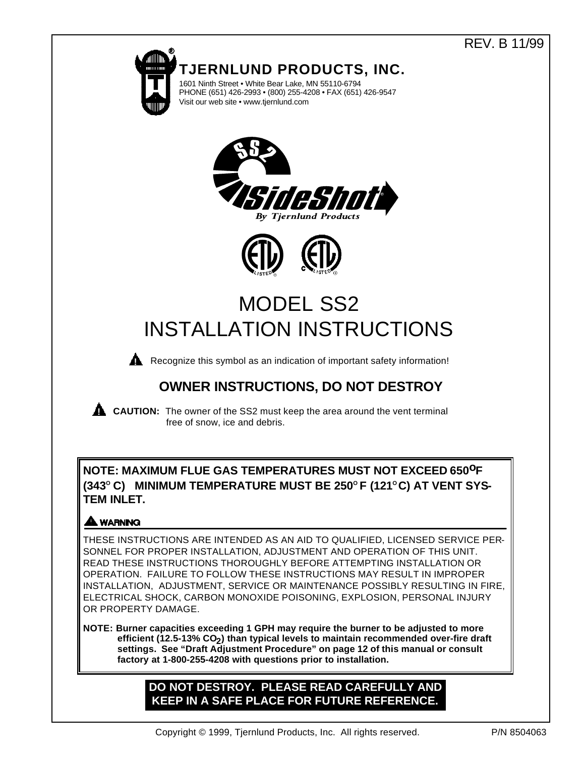REV. B 11/99

# TJERNLUND PRODUCTS, INC.

1601 Ninth Street • White Bear Lake, MN 55110-6794
PHONE (651) 426-2993 • (800) 255-4208 • FAX (651) 426-9547
Visit our web site • www.tjernlund.com

SS2 SideShot®
By Tjernlund Products

# MODEL SS2 INSTALLATION INSTRUCTIONS

⚠ Recognize this symbol as an indication of important safety information!

## OWNER INSTRUCTIONS, DO NOT DESTROY

⚠ **CAUTION:** The owner of the SS2 must keep the area around the vent terminal free of snow, ice and debris.

**NOTE: MAXIMUM FLUE GAS TEMPERATURES MUST NOT EXCEED 650°F (343° C) MINIMUM TEMPERATURE MUST BE 250° F (121° C) AT VENT SYSTEM INLET.**

**⚠ WARNING**

THESE INSTRUCTIONS ARE INTENDED AS AN AID TO QUALIFIED, LICENSED SERVICE PERSONNEL FOR PROPER INSTALLATION, ADJUSTMENT AND OPERATION OF THIS UNIT. READ THESE INSTRUCTIONS THOROUGHLY BEFORE ATTEMPTING INSTALLATION OR OPERATION. FAILURE TO FOLLOW THESE INSTRUCTIONS MAY RESULT IN IMPROPER INSTALLATION, ADJUSTMENT, SERVICE OR MAINTENANCE POSSIBLY RESULTING IN FIRE, ELECTRICAL SHOCK, CARBON MONOXIDE POISONING, EXPLOSION, PERSONAL INJURY OR PROPERTY DAMAGE.

**NOTE: Burner capacities exceeding 1 GPH may require the burner to be adjusted to more efficient (12.5-13% $CO_2$) than typical levels to maintain recommended over-fire draft settings. See "Draft Adjustment Procedure" on page 12 of this manual or consult factory at 1-800-255-4208 with questions prior to installation.**

**DO NOT DESTROY. PLEASE READ CAREFULLY AND KEEP IN A SAFE PLACE FOR FUTURE REFERENCE.**

Copyright © 1999, Tjernlund Products, Inc. All rights reserved. P/N 8504063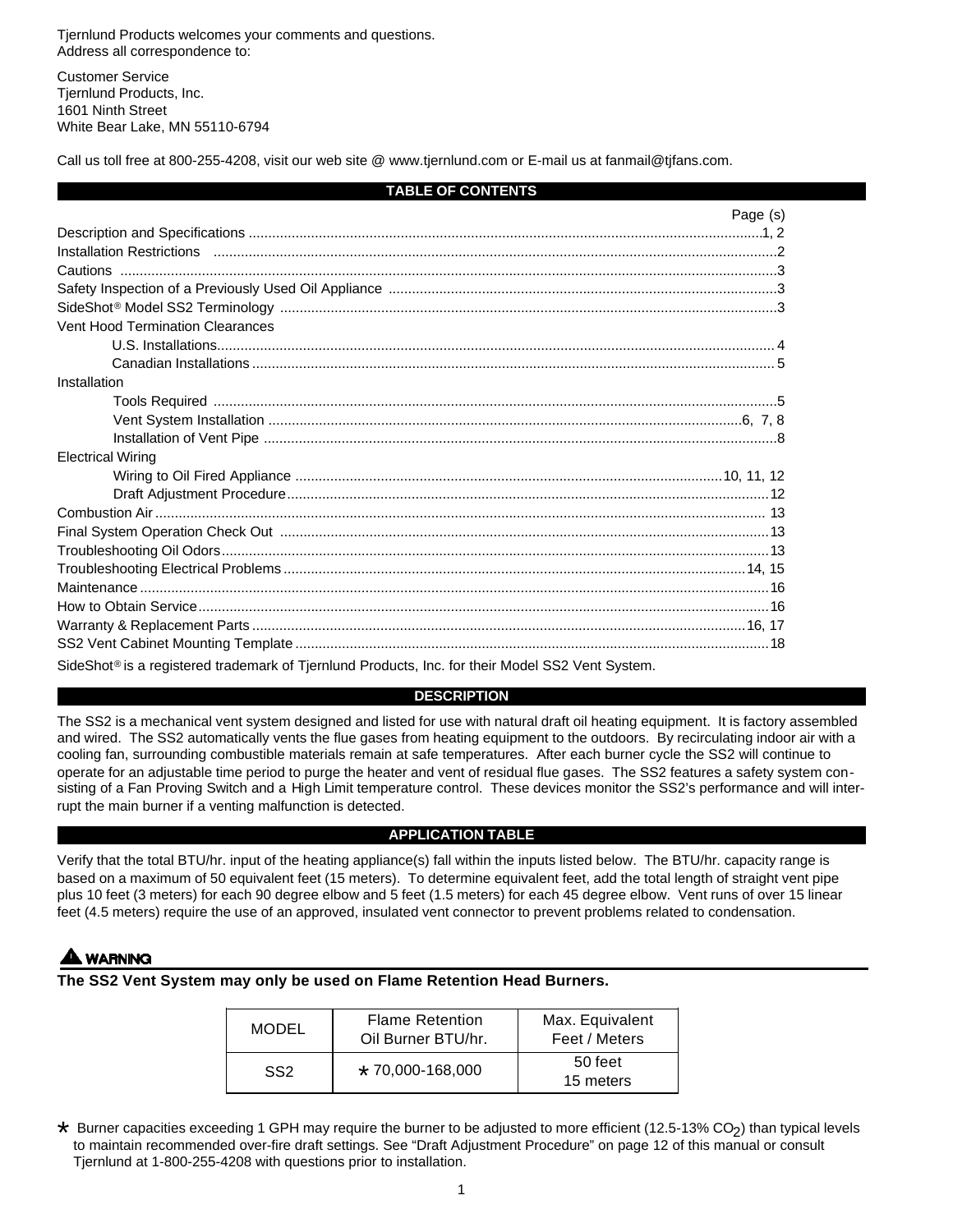Tjernlund Products welcomes your comments and questions.
Address all correspondence to:

Customer Service
Tjernlund Products, Inc.
1601 Ninth Street
White Bear Lake, MN 55110-6794

Call us toll free at 800-255-4208, visit our web site @ www.tjernlund.com or E-mail us at fanmail@tjfans.com.

## TABLE OF CONTENTS

| | Page (s) |
|---|---|
| Description and Specifications | 1, 2 |
| Installation Restrictions | 2 |
| Cautions | 3 |
| Safety Inspection of a Previously Used Oil Appliance | 3 |
| SideShot® Model SS2 Terminology | 3 |
| Vent Hood Termination Clearances | |
| U.S. Installations | 4 |
| Canadian Installations | 5 |
| Installation | |
| Tools Required | 5 |
| Vent System Installation | 6, 7, 8 |
| Installation of Vent Pipe | 8 |
| Electrical Wiring | |
| Wiring to Oil Fired Appliance | 10, 11, 12 |
| Draft Adjustment Procedure | 12 |
| Combustion Air | 13 |
| Final System Operation Check Out | 13 |
| Troubleshooting Oil Odors | 13 |
| Troubleshooting Electrical Problems | 14, 15 |
| Maintenance | 16 |
| How to Obtain Service | 16 |
| Warranty & Replacement Parts | 16, 17 |
| SS2 Vent Cabinet Mounting Template | 18 |

SideShot® is a registered trademark of Tjernlund Products, Inc. for their Model SS2 Vent System.

## DESCRIPTION

The SS2 is a mechanical vent system designed and listed for use with natural draft oil heating equipment. It is factory assembled and wired. The SS2 automatically vents the flue gases from heating equipment to the outdoors. By recirculating indoor air with a cooling fan, surrounding combustible materials remain at safe temperatures. After each burner cycle the SS2 will continue to operate for an adjustable time period to purge the heater and vent of residual flue gases. The SS2 features a safety system consisting of a Fan Proving Switch and a High Limit temperature control. These devices monitor the SS2's performance and will interrupt the main burner if a venting malfunction is detected.

## APPLICATION TABLE

Verify that the total BTU/hr. input of the heating appliance(s) fall within the inputs listed below. The BTU/hr. capacity range is based on a maximum of 50 equivalent feet (15 meters). To determine equivalent feet, add the total length of straight vent pipe plus 10 feet (3 meters) for each 90 degree elbow and 5 feet (1.5 meters) for each 45 degree elbow. Vent runs of over 15 linear feet (4.5 meters) require the use of an approved, insulated vent connector to prevent problems related to condensation.

**⚠ WARNING**

**The SS2 Vent System may only be used on Flame Retention Head Burners.**

| MODEL | Flame Retention Oil Burner BTU/hr. | Max. Equivalent Feet / Meters |
|---|---|---|
| SS2 | * 70,000-168,000 | 50 feet<br>15 meters |

\* Burner capacities exceeding 1 GPH may require the burner to be adjusted to more efficient (12.5-13% $CO_2$) than typical levels to maintain recommended over-fire draft settings. See "Draft Adjustment Procedure" on page 12 of this manual or consult Tjernlund at 1-800-255-4208 with questions prior to installation.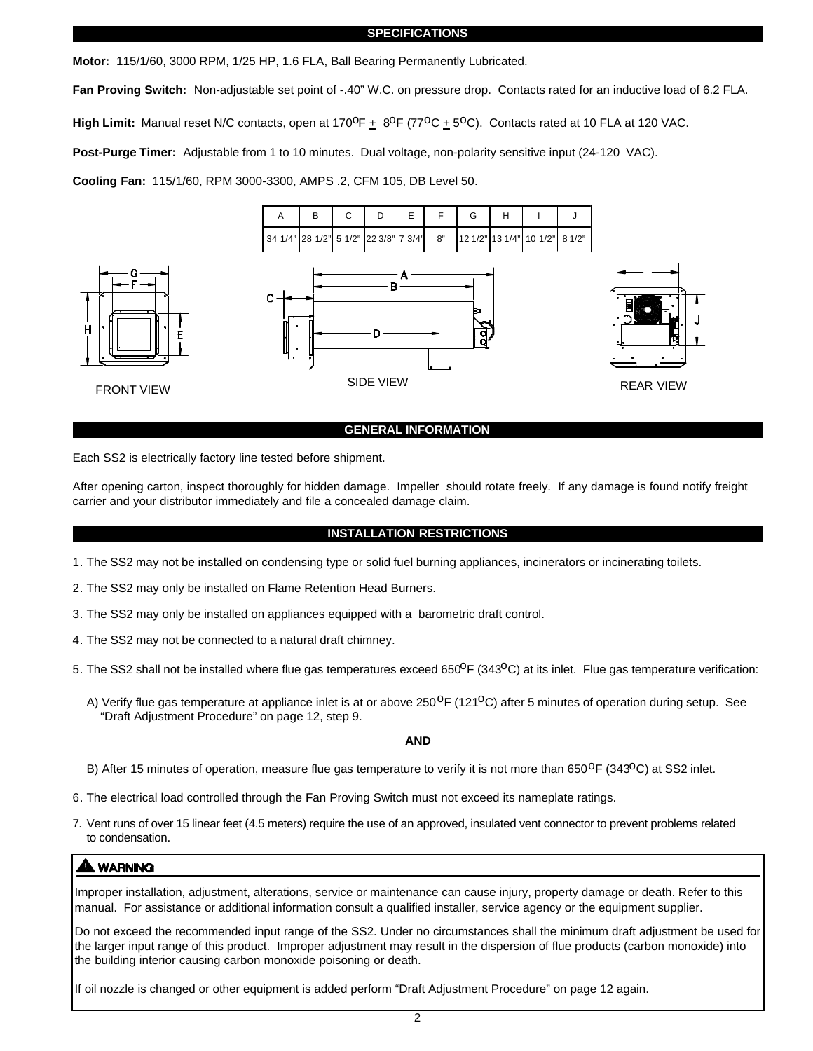## SPECIFICATIONS

**Motor:** 115/1/60, 3000 RPM, 1/25 HP, 1.6 FLA, Ball Bearing Permanently Lubricated.

**Fan Proving Switch:** Non-adjustable set point of -.40" W.C. on pressure drop. Contacts rated for an inductive load of 6.2 FLA.

**High Limit:** Manual reset N/C contacts, open at 170°F ± 8°F (77°C ± 5°C). Contacts rated at 10 FLA at 120 VAC.

**Post-Purge Timer:** Adjustable from 1 to 10 minutes. Dual voltage, non-polarity sensitive input (24-120 VAC).

**Cooling Fan:** 115/1/60, RPM 3000-3300, AMPS .2, CFM 105, DB Level 50.

| A | B | C | D | E | F | G | H | I | J |
|---|---|---|---|---|---|---|---|---|---|
| 34 1/4" | 28 1/2" | 5 1/2" | 22 3/8" | 7 3/4" | 8" | 12 1/2" | 13 1/4" | 10 1/2" | 8 1/2" |

FRONT VIEW

SIDE VIEW

REAR VIEW

## GENERAL INFORMATION

Each SS2 is electrically factory line tested before shipment.

After opening carton, inspect thoroughly for hidden damage. Impeller should rotate freely. If any damage is found notify freight carrier and your distributor immediately and file a concealed damage claim.

## INSTALLATION RESTRICTIONS

1. The SS2 may not be installed on condensing type or solid fuel burning appliances, incinerators or incinerating toilets.
2. The SS2 may only be installed on Flame Retention Head Burners.
3. The SS2 may only be installed on appliances equipped with a barometric draft control.
4. The SS2 may not be connected to a natural draft chimney.
5. The SS2 shall not be installed where flue gas temperatures exceed 650°F (343°C) at its inlet. Flue gas temperature verification:

   A) Verify flue gas temperature at appliance inlet is at or above 250°F (121°C) after 5 minutes of operation during setup. See "Draft Adjustment Procedure" on page 12, step 9.

   **AND**

   B) After 15 minutes of operation, measure flue gas temperature to verify it is not more than 650°F (343°C) at SS2 inlet.
6. The electrical load controlled through the Fan Proving Switch must not exceed its nameplate ratings.
7. Vent runs of over 15 linear feet (4.5 meters) require the use of an approved, insulated vent connector to prevent problems related to condensation.

**⚠ WARNING**

Improper installation, adjustment, alterations, service or maintenance can cause injury, property damage or death. Refer to this manual. For assistance or additional information consult a qualified installer, service agency or the equipment supplier.

Do not exceed the recommended input range of the SS2. Under no circumstances shall the minimum draft adjustment be used for the larger input range of this product. Improper adjustment may result in the dispersion of flue products (carbon monoxide) into the building interior causing carbon monoxide poisoning or death.

If oil nozzle is changed or other equipment is added perform "Draft Adjustment Procedure" on page 12 again.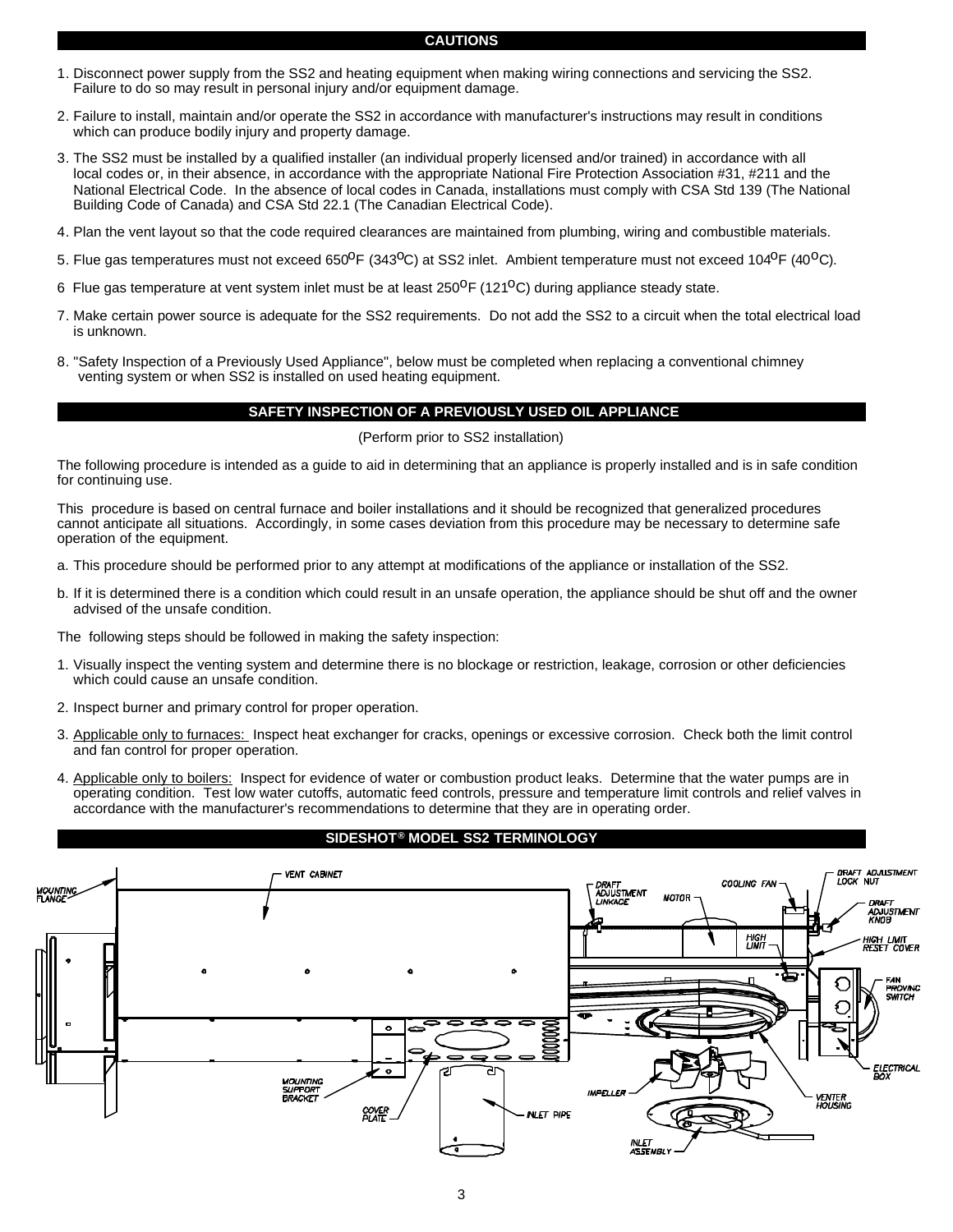## CAUTIONS

1. Disconnect power supply from the SS2 and heating equipment when making wiring connections and servicing the SS2. Failure to do so may result in personal injury and/or equipment damage.
2. Failure to install, maintain and/or operate the SS2 in accordance with manufacturer's instructions may result in conditions which can produce bodily injury and property damage.
3. The SS2 must be installed by a qualified installer (an individual properly licensed and/or trained) in accordance with all local codes or, in their absence, in accordance with the appropriate National Fire Protection Association #31, #211 and the National Electrical Code. In the absence of local codes in Canada, installations must comply with CSA Std 139 (The National Building Code of Canada) and CSA Std 22.1 (The Canadian Electrical Code).
4. Plan the vent layout so that the code required clearances are maintained from plumbing, wiring and combustible materials.
5. Flue gas temperatures must not exceed 650$^{o}$F (343$^{o}$C) at SS2 inlet. Ambient temperature must not exceed 104$^{o}$F (40$^{o}$C).
6. Flue gas temperature at vent system inlet must be at least 250$^{o}$F (121$^{o}$C) during appliance steady state.
7. Make certain power source is adequate for the SS2 requirements. Do not add the SS2 to a circuit when the total electrical load is unknown.
8. "Safety Inspection of a Previously Used Appliance", below must be completed when replacing a conventional chimney venting system or when SS2 is installed on used heating equipment.

## SAFETY INSPECTION OF A PREVIOUSLY USED OIL APPLIANCE

(Perform prior to SS2 installation)

The following procedure is intended as a guide to aid in determining that an appliance is properly installed and is in safe condition for continuing use.

This procedure is based on central furnace and boiler installations and it should be recognized that generalized procedures cannot anticipate all situations. Accordingly, in some cases deviation from this procedure may be necessary to determine safe operation of the equipment.

a. This procedure should be performed prior to any attempt at modifications of the appliance or installation of the SS2.

b. If it is determined there is a condition which could result in an unsafe operation, the appliance should be shut off and the owner advised of the unsafe condition.

The following steps should be followed in making the safety inspection:

1. Visually inspect the venting system and determine there is no blockage or restriction, leakage, corrosion or other deficiencies which could cause an unsafe condition.
2. Inspect burner and primary control for proper operation.
3. Applicable only to furnaces: Inspect heat exchanger for cracks, openings or excessive corrosion. Check both the limit control and fan control for proper operation.
4. Applicable only to boilers: Inspect for evidence of water or combustion product leaks. Determine that the water pumps are in operating condition. Test low water cutoffs, automatic feed controls, pressure and temperature limit controls and relief valves in accordance with the manufacturer's recommendations to determine that they are in operating order.

## SIDESHOT® MODEL SS2 TERMINOLOGY

MOUNTING FLANGE, VENT CABINET, DRAFT ADJUSTMENT LINKAGE, MOTOR, COOLING FAN, DRAFT ADJUSTMENT LOCK NUT, DRAFT ADJUSTMENT KNOB, HIGH LIMIT, HIGH LIMIT RESET COVER, FAN PROVING SWITCH, ELECTRICAL BOX, VENTER HOUSING, IMPELLER, INLET ASSEMBLY, INLET PIPE, COVER PLATE, MOUNTING SUPPORT BRACKET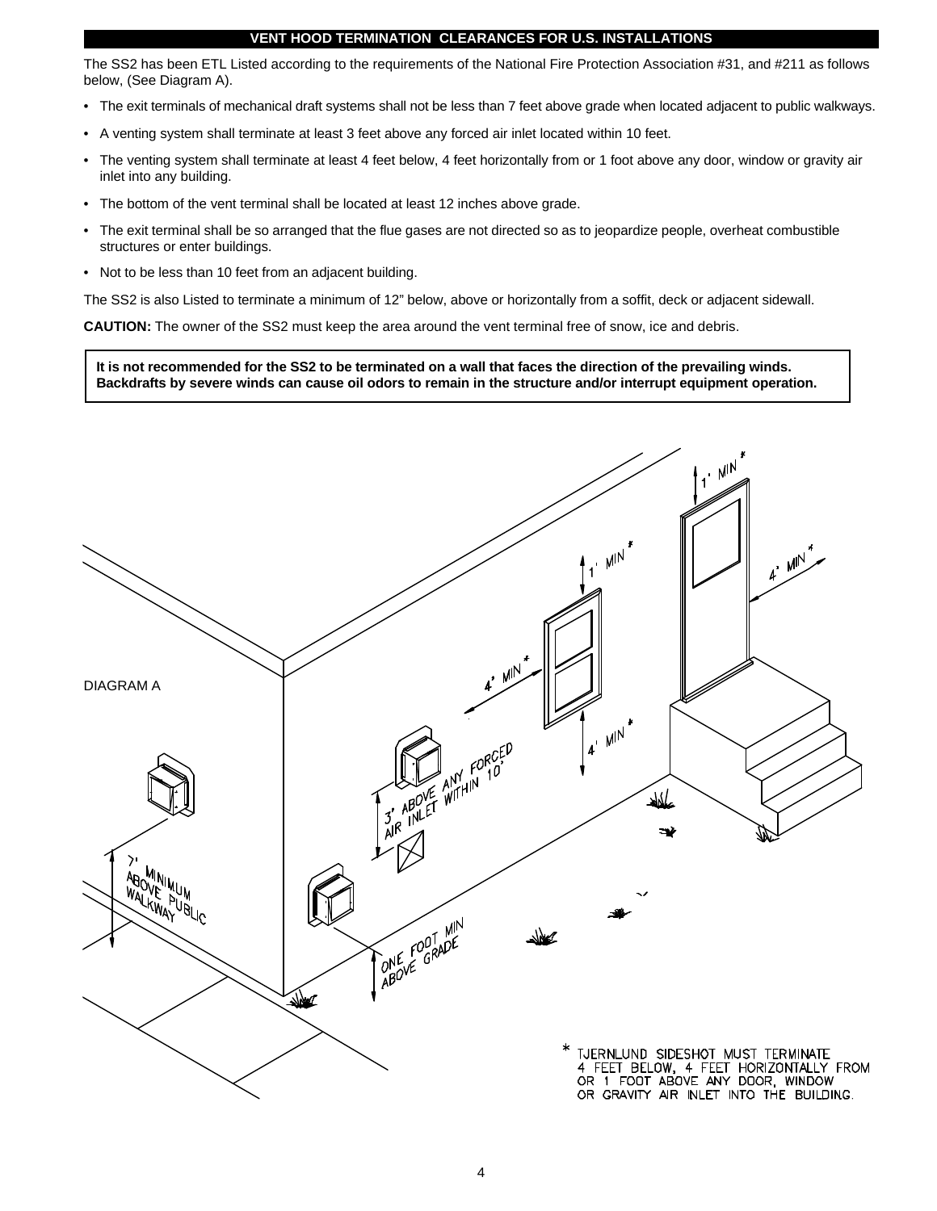## VENT HOOD TERMINATION CLEARANCES FOR U.S. INSTALLATIONS

The SS2 has been ETL Listed according to the requirements of the National Fire Protection Association #31, and #211 as follows below, (See Diagram A).

- The exit terminals of mechanical draft systems shall not be less than 7 feet above grade when located adjacent to public walkways.
- A venting system shall terminate at least 3 feet above any forced air inlet located within 10 feet.
- The venting system shall terminate at least 4 feet below, 4 feet horizontally from or 1 foot above any door, window or gravity air inlet into any building.
- The bottom of the vent terminal shall be located at least 12 inches above grade.
- The exit terminal shall be so arranged that the flue gases are not directed so as to jeopardize people, overheat combustible structures or enter buildings.
- Not to be less than 10 feet from an adjacent building.

The SS2 is also Listed to terminate a minimum of 12" below, above or horizontally from a soffit, deck or adjacent sidewall.

**CAUTION:** The owner of the SS2 must keep the area around the vent terminal free of snow, ice and debris.

**It is not recommended for the SS2 to be terminated on a wall that faces the direction of the prevailing winds. Backdrafts by severe winds can cause oil odors to remain in the structure and/or interrupt equipment operation.**

DIAGRAM A

1' MIN*

4' MIN*

4' MIN*

3' ABOVE ANY FORCED AIR INLET WITHIN 10'

7' MINIMUM ABOVE PUBLIC WALKWAY

ONE FOOT MIN ABOVE GRADE

* TJERNLUND SIDESHOT MUST TERMINATE 4 FEET BELOW, 4 FEET HORIZONTALLY FROM OR 1 FOOT ABOVE ANY DOOR, WINDOW OR GRAVITY AIR INLET INTO THE BUILDING.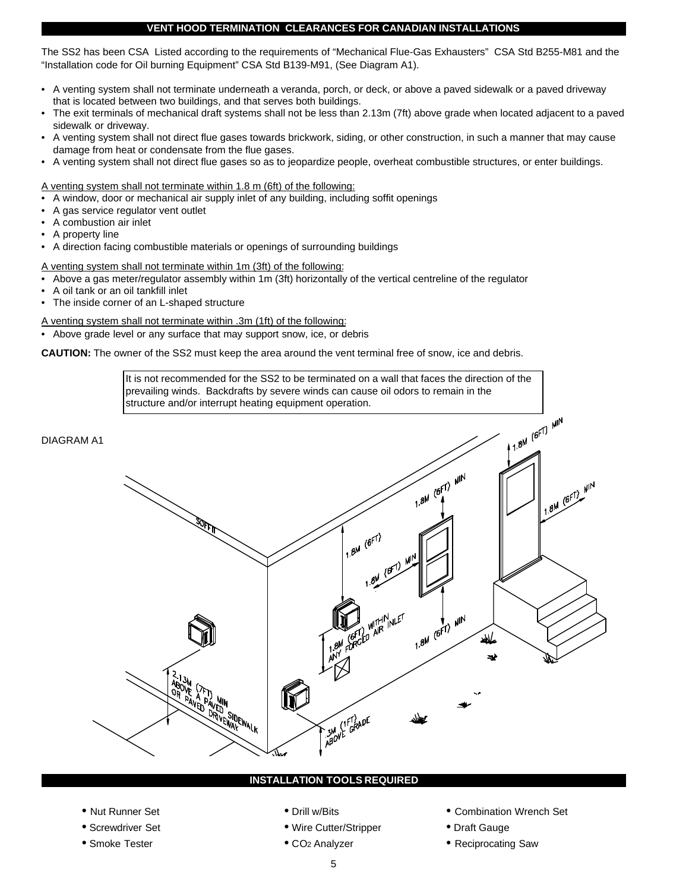## VENT HOOD TERMINATION CLEARANCES FOR CANADIAN INSTALLATIONS

The SS2 has been CSA Listed according to the requirements of "Mechanical Flue-Gas Exhausters" CSA Std B255-M81 and the "Installation code for Oil burning Equipment" CSA Std B139-M91, (See Diagram A1).

- A venting system shall not terminate underneath a veranda, porch, or deck, or above a paved sidewalk or a paved driveway that is located between two buildings, and that serves both buildings.
- The exit terminals of mechanical draft systems shall not be less than 2.13m (7ft) above grade when located adjacent to a paved sidewalk or driveway.
- A venting system shall not direct flue gases towards brickwork, siding, or other construction, in such a manner that may cause damage from heat or condensate from the flue gases.
- A venting system shall not direct flue gases so as to jeopardize people, overheat combustible structures, or enter buildings.

A venting system shall not terminate within 1.8 m (6ft) of the following:

- A window, door or mechanical air supply inlet of any building, including soffit openings
- A gas service regulator vent outlet
- A combustion air inlet
- A property line
- A direction facing combustible materials or openings of surrounding buildings

A venting system shall not terminate within 1m (3ft) of the following:

- Above a gas meter/regulator assembly within 1m (3ft) horizontally of the vertical centreline of the regulator
- A oil tank or an oil tankfill inlet
- The inside corner of an L-shaped structure

A venting system shall not terminate within .3m (1ft) of the following:

- Above grade level or any surface that may support snow, ice, or debris

**CAUTION:** The owner of the SS2 must keep the area around the vent terminal free of snow, ice and debris.

> It is not recommended for the SS2 to be terminated on a wall that faces the direction of the prevailing winds. Backdrafts by severe winds can cause oil odors to remain in the structure and/or interrupt heating equipment operation.

DIAGRAM A1

SOFFIT
1.8M (6FT)
1.8M (6FT) MIN
1.8M (6FT) MIN
1.8M (6FT) MIN
1.8M (6FT) MIN
1.8M (6FT) MIN
1.8M (6FT) WITHIN ANY FORCED AIR INLET
2.13M (7FT) MIN ABOVE A PAVED SIDEWALK OR PAVED DRIVEWAY
.3M (1FT) ABOVE GRADE

## INSTALLATION TOOLS REQUIRED

- Nut Runner Set
- Screwdriver Set
- Smoke Tester
- Drill w/Bits
- Wire Cutter/Stripper
- $CO_2$ Analyzer
- Combination Wrench Set
- Draft Gauge
- Reciprocating Saw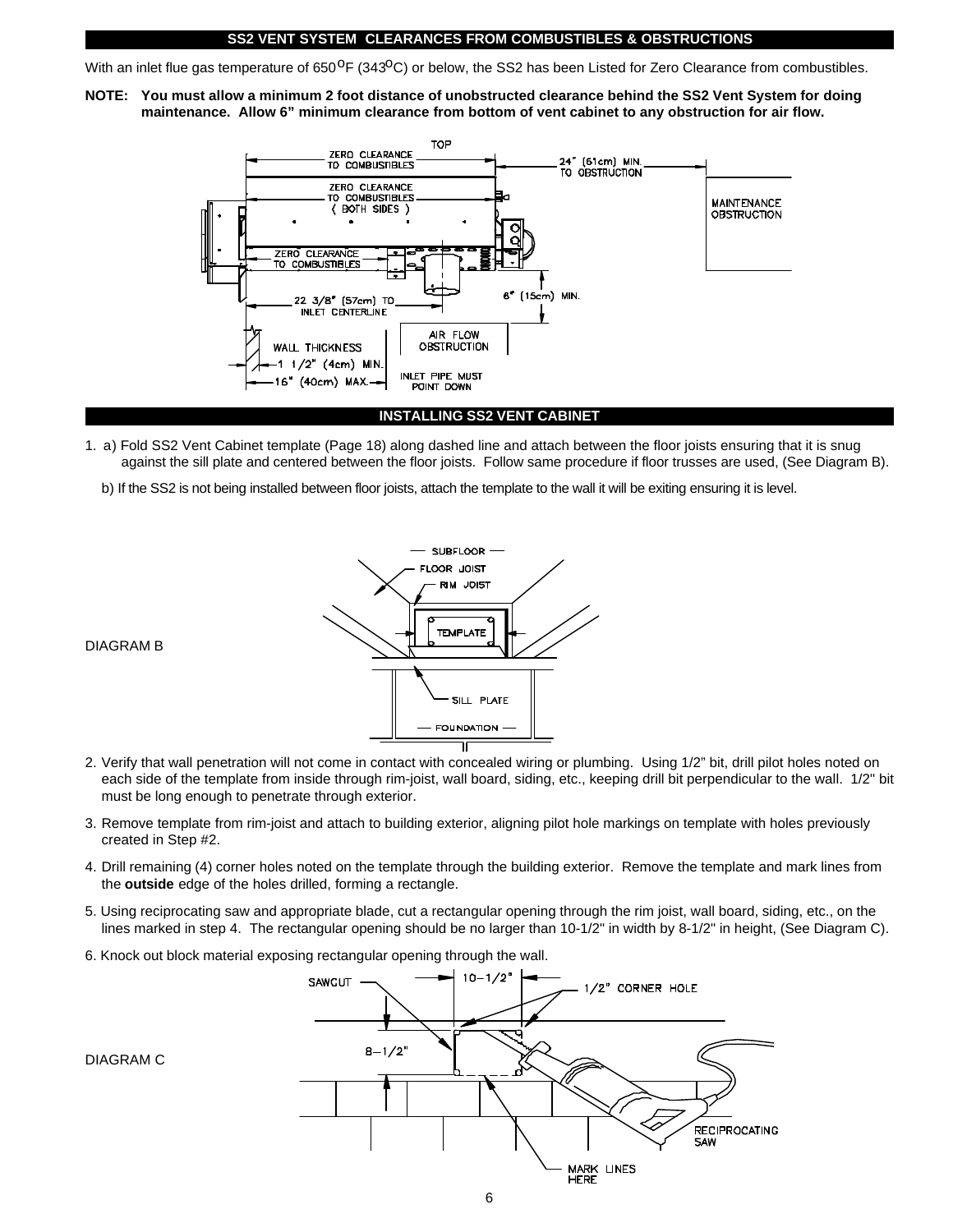## SS2 VENT SYSTEM CLEARANCES FROM COMBUSTIBLES & OBSTRUCTIONS

With an inlet flue gas temperature of 650°F (343°C) or below, the SS2 has been Listed for Zero Clearance from combustibles.

**NOTE: You must allow a minimum 2 foot distance of unobstructed clearance behind the SS2 Vent System for doing maintenance. Allow 6" minimum clearance from bottom of vent cabinet to any obstruction for air flow.**

TOP
ZERO CLEARANCE TO COMBUSTIBLES
24" (61cm) MIN. TO OBSTRUCTION
ZERO CLEARANCE TO COMBUSTIBLES ( BOTH SIDES )
MAINTENANCE OBSTRUCTION
ZERO CLEARANCE TO COMBUSTIBLES
22 3/8" (57cm) TO INLET CENTERLINE
6" (15cm) MIN.
WALL THICKNESS
1 1/2" (4cm) MIN.
16" (40cm) MAX.
AIR FLOW OBSTRUCTION
INLET PIPE MUST POINT DOWN

## INSTALLING SS2 VENT CABINET

1. a) Fold SS2 Vent Cabinet template (Page 18) along dashed line and attach between the floor joists ensuring that it is snug against the sill plate and centered between the floor joists. Follow same procedure if floor trusses are used, (See Diagram B).

   b) If the SS2 is not being installed between floor joists, attach the template to the wall it will be exiting ensuring it is level.

DIAGRAM B

SUBFLOOR
FLOOR JOIST
RIM JOIST
TEMPLATE
SILL PLATE
FOUNDATION

2. Verify that wall penetration will not come in contact with concealed wiring or plumbing. Using 1/2" bit, drill pilot holes noted on each side of the template from inside through rim-joist, wall board, siding, etc., keeping drill bit perpendicular to the wall. 1/2" bit must be long enough to penetrate through exterior.
3. Remove template from rim-joist and attach to building exterior, aligning pilot hole markings on template with holes previously created in Step #2.
4. Drill remaining (4) corner holes noted on the template through the building exterior. Remove the template and mark lines from the **outside** edge of the holes drilled, forming a rectangle.
5. Using reciprocating saw and appropriate blade, cut a rectangular opening through the rim joist, wall board, siding, etc., on the lines marked in step 4. The rectangular opening should be no larger than 10-1/2" in width by 8-1/2" in height, (See Diagram C).
6. Knock out block material exposing rectangular opening through the wall.

DIAGRAM C

SAWCUT
10-1/2"
1/2" CORNER HOLE
8-1/2"
RECIPROCATING SAW
MARK LINES HERE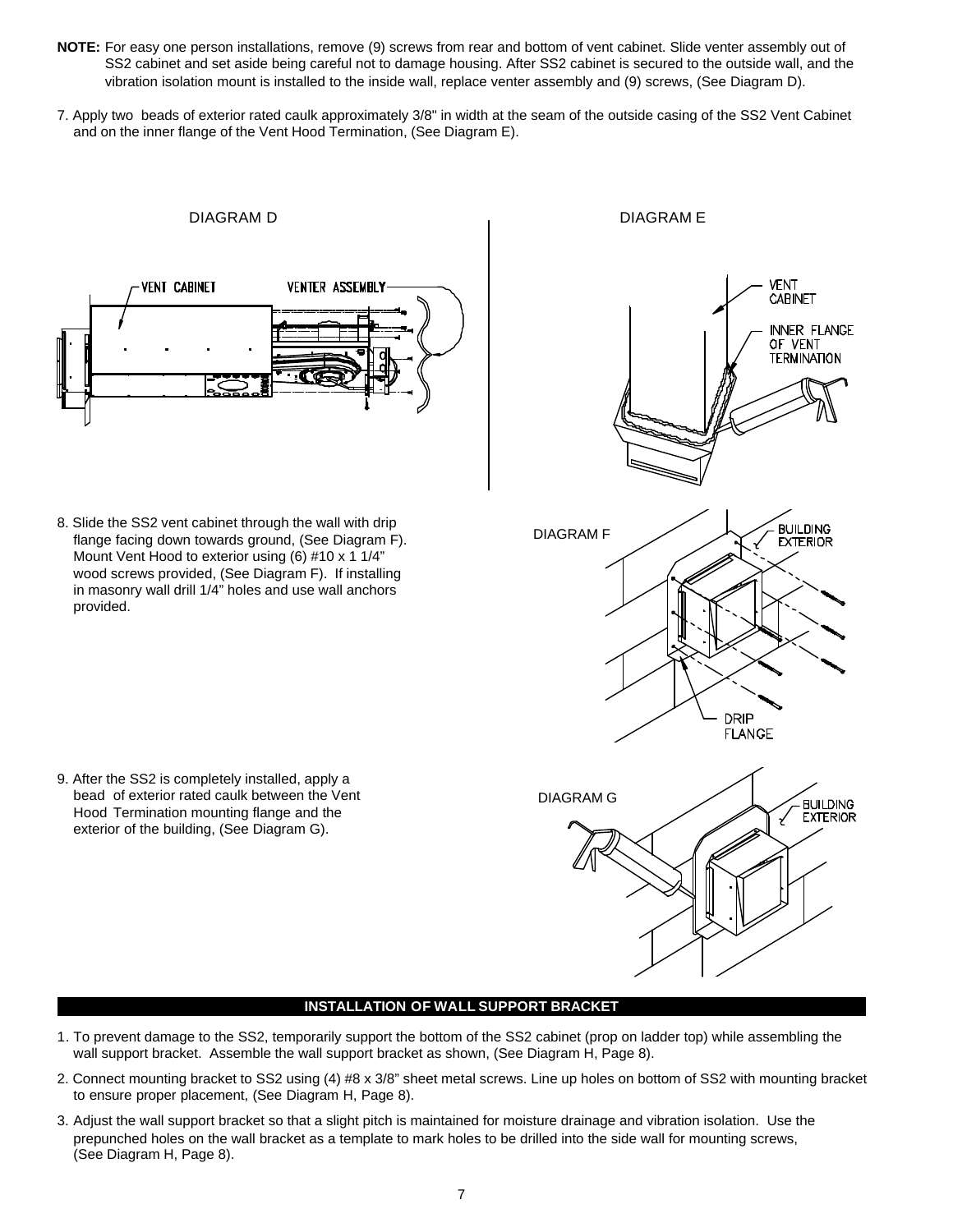**NOTE:** For easy one person installations, remove (9) screws from rear and bottom of vent cabinet. Slide venter assembly out of SS2 cabinet and set aside being careful not to damage housing. After SS2 cabinet is secured to the outside wall, and the vibration isolation mount is installed to the inside wall, replace venter assembly and (9) screws, (See Diagram D).

7. Apply two beads of exterior rated caulk approximately 3/8" in width at the seam of the outside casing of the SS2 Vent Cabinet and on the inner flange of the Vent Hood Termination, (See Diagram E).

DIAGRAM D

VENT CABINET

VENTER ASSEMBLY

DIAGRAM E

VENT CABINET

INNER FLANGE OF VENT TERMINATION

8. Slide the SS2 vent cabinet through the wall with drip flange facing down towards ground, (See Diagram F). Mount Vent Hood to exterior using (6) #10 x 1 1/4" wood screws provided, (See Diagram F). If installing in masonry wall drill 1/4" holes and use wall anchors provided.

DIAGRAM F

BUILDING EXTERIOR

DRIP FLANGE

9. After the SS2 is completely installed, apply a bead of exterior rated caulk between the Vent Hood Termination mounting flange and the exterior of the building, (See Diagram G).

DIAGRAM G

BUILDING EXTERIOR

## INSTALLATION OF WALL SUPPORT BRACKET

1. To prevent damage to the SS2, temporarily support the bottom of the SS2 cabinet (prop on ladder top) while assembling the wall support bracket. Assemble the wall support bracket as shown, (See Diagram H, Page 8).
2. Connect mounting bracket to SS2 using (4) #8 x 3/8" sheet metal screws. Line up holes on bottom of SS2 with mounting bracket to ensure proper placement, (See Diagram H, Page 8).
3. Adjust the wall support bracket so that a slight pitch is maintained for moisture drainage and vibration isolation. Use the prepunched holes on the wall bracket as a template to mark holes to be drilled into the side wall for mounting screws, (See Diagram H, Page 8).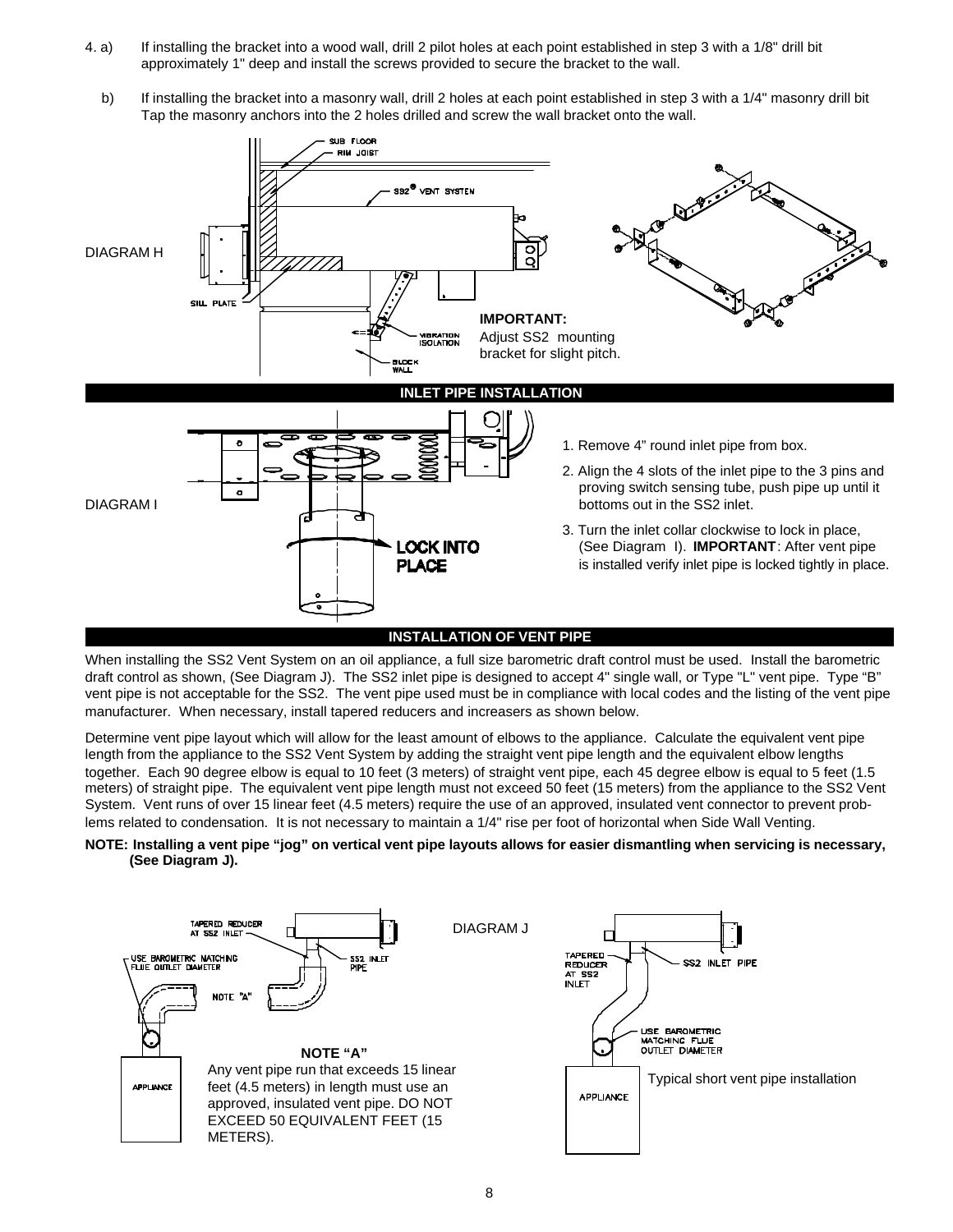4. a) If installing the bracket into a wood wall, drill 2 pilot holes at each point established in step 3 with a 1/8" drill bit approximately 1" deep and install the screws provided to secure the bracket to the wall.

   b) If installing the bracket into a masonry wall, drill 2 holes at each point established in step 3 with a 1/4" masonry drill bit Tap the masonry anchors into the 2 holes drilled and screw the wall bracket onto the wall.

DIAGRAM H

SUB FLOOR
RIM JOIST
SS2® VENT SYSTEN
SILL PLATE
VIBRATION ISOLATION
BLOCK WALL

**IMPORTANT:**
Adjust SS2 mounting bracket for slight pitch.

## INLET PIPE INSTALLATION

DIAGRAM I

LOCK INTO PLACE

1. Remove 4" round inlet pipe from box.
2. Align the 4 slots of the inlet pipe to the 3 pins and proving switch sensing tube, push pipe up until it bottoms out in the SS2 inlet.
3. Turn the inlet collar clockwise to lock in place, (See Diagram I). **IMPORTANT**: After vent pipe is installed verify inlet pipe is locked tightly in place.

## INSTALLATION OF VENT PIPE

When installing the SS2 Vent System on an oil appliance, a full size barometric draft control must be used. Install the barometric draft control as shown, (See Diagram J). The SS2 inlet pipe is designed to accept 4" single wall, or Type "L" vent pipe. Type "B" vent pipe is not acceptable for the SS2. The vent pipe used must be in compliance with local codes and the listing of the vent pipe manufacturer. When necessary, install tapered reducers and increasers as shown below.

Determine vent pipe layout which will allow for the least amount of elbows to the appliance. Calculate the equivalent vent pipe length from the appliance to the SS2 Vent System by adding the straight vent pipe length and the equivalent elbow lengths together. Each 90 degree elbow is equal to 10 feet (3 meters) of straight vent pipe, each 45 degree elbow is equal to 5 feet (1.5 meters) of straight pipe. The equivalent vent pipe length must not exceed 50 feet (15 meters) from the appliance to the SS2 Vent System. Vent runs of over 15 linear feet (4.5 meters) require the use of an approved, insulated vent connector to prevent problems related to condensation. It is not necessary to maintain a 1/4" rise per foot of horizontal when Side Wall Venting.

**NOTE: Installing a vent pipe "jog" on vertical vent pipe layouts allows for easier dismantling when servicing is necessary, (See Diagram J).**

DIAGRAM J

TAPERED REDUCER AT SS2 INLET
USE BAROMETRIC MATCHING FLUE OUTLET DIAMETER
NOTE "A"
SS2 INLET PIPE
APPLIANCE

**NOTE "A"**
Any vent pipe run that exceeds 15 linear feet (4.5 meters) in length must use an approved, insulated vent pipe. DO NOT EXCEED 50 EQUIVALENT FEET (15 METERS).

TAPERED REDUCER AT SS2 INLET
SS2 INLET PIPE
USE BAROMETRIC MATCHING FLUE OUTLET DIAMETER
APPLIANCE

Typical short vent pipe installation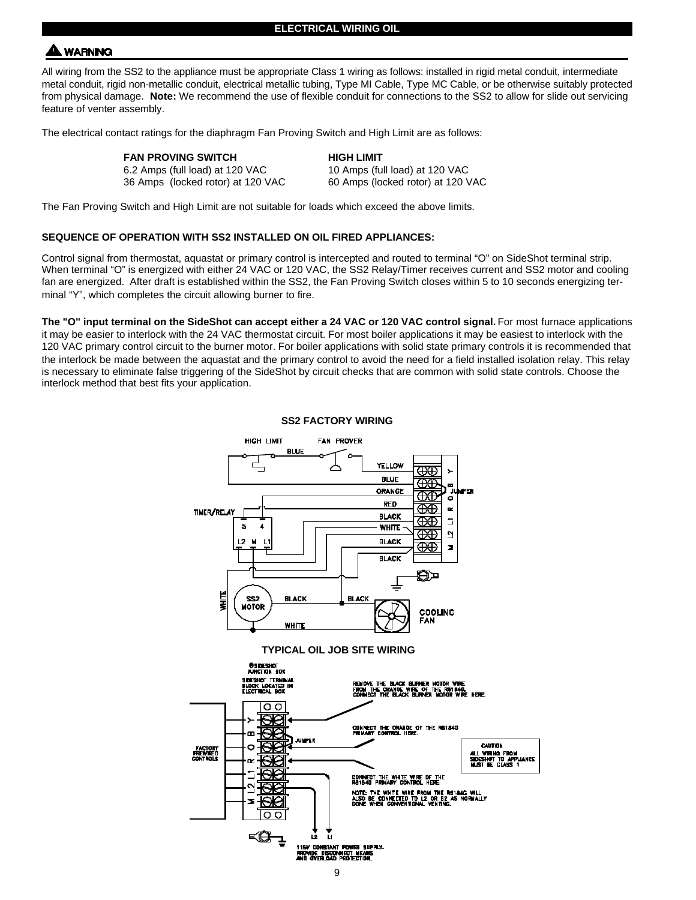## ELECTRICAL WIRING OIL

**⚠ WARNING**

All wiring from the SS2 to the appliance must be appropriate Class 1 wiring as follows: installed in rigid metal conduit, intermediate metal conduit, rigid non-metallic conduit, electrical metallic tubing, Type MI Cable, Type MC Cable, or be otherwise suitably protected from physical damage. **Note:** We recommend the use of flexible conduit for connections to the SS2 to allow for slide out servicing feature of venter assembly.

The electrical contact ratings for the diaphragm Fan Proving Switch and High Limit are as follows:

| FAN PROVING SWITCH | HIGH LIMIT |
|---|---|
| 6.2 Amps (full load) at 120 VAC | 10 Amps (full load) at 120 VAC |
| 36 Amps (locked rotor) at 120 VAC | 60 Amps (locked rotor) at 120 VAC |

The Fan Proving Switch and High Limit are not suitable for loads which exceed the above limits.

### SEQUENCE OF OPERATION WITH SS2 INSTALLED ON OIL FIRED APPLIANCES:

Control signal from thermostat, aquastat or primary control is intercepted and routed to terminal "O" on SideShot terminal strip. When terminal "O" is energized with either 24 VAC or 120 VAC, the SS2 Relay/Timer receives current and SS2 motor and cooling fan are energized. After draft is established within the SS2, the Fan Proving Switch closes within 5 to 10 seconds energizing terminal "Y", which completes the circuit allowing burner to fire.

**The "O" input terminal on the SideShot can accept either a 24 VAC or 120 VAC control signal.** For most furnace applications it may be easier to interlock with the 24 VAC thermostat circuit. For most boiler applications it may be easiest to interlock with the 120 VAC primary control circuit to the burner motor. For boiler applications with solid state primary controls it is recommended that the interlock be made between the aquastat and the primary control to avoid the need for a field installed isolation relay. This relay is necessary to eliminate false triggering of the SideShot by circuit checks that are common with solid state controls. Choose the interlock method that best fits your application.

**SS2 FACTORY WIRING**

HIGH LIMIT — FAN PROVER — BLUE — YELLOW — BLUE — ORANGE — RED — BLACK — WHITE — BLACK — BLACK — JUMPER — Y B O R L1 L2 M — TIMER/RELAY (5, 4, L2, M, L1) — WHITE — SS2 MOTOR — BLACK — BLACK — WHITE — COOLING FAN

**TYPICAL OIL JOB SITE WIRING**

SIDESHOT JUNCTION BOX

SIDESHOT TERMINAL BLOCK LOCATED IN ELECTRICAL BOX

FACTORY PREWIRED CONTROLS

Y B O R L1 L2 M — JUMPER

REMOVE THE BLACK BURNER MOTOR WIRE FROM THE ORANGE WIRE OF THE R8184G. CONNECT THE BLACK BURNER MOTOR WIRE HERE.

CONNECT THE ORANGE OF THE R8184G PRIMARY CONTROL HERE.

CONNECT THE WHITE WIRE OF THE R8184G PRIMARY CONTROL HERE.

NOTE: THE WHITE WIRE FROM THE R8184G WILL ALSO BE CONNECTED TO L2 OR B2 AS NORMALLY DONE WHEN CONVENTIONAL VENTING.

CAUTION
ALL WIRING FROM SIDESHOT TO APPLIANCE MUST BE CLASS 1

L2 L1

115V CONSTANT POWER SUPPLY. PROVIDE DISCONNECT MEANS AND OVERLOAD PROTECTION.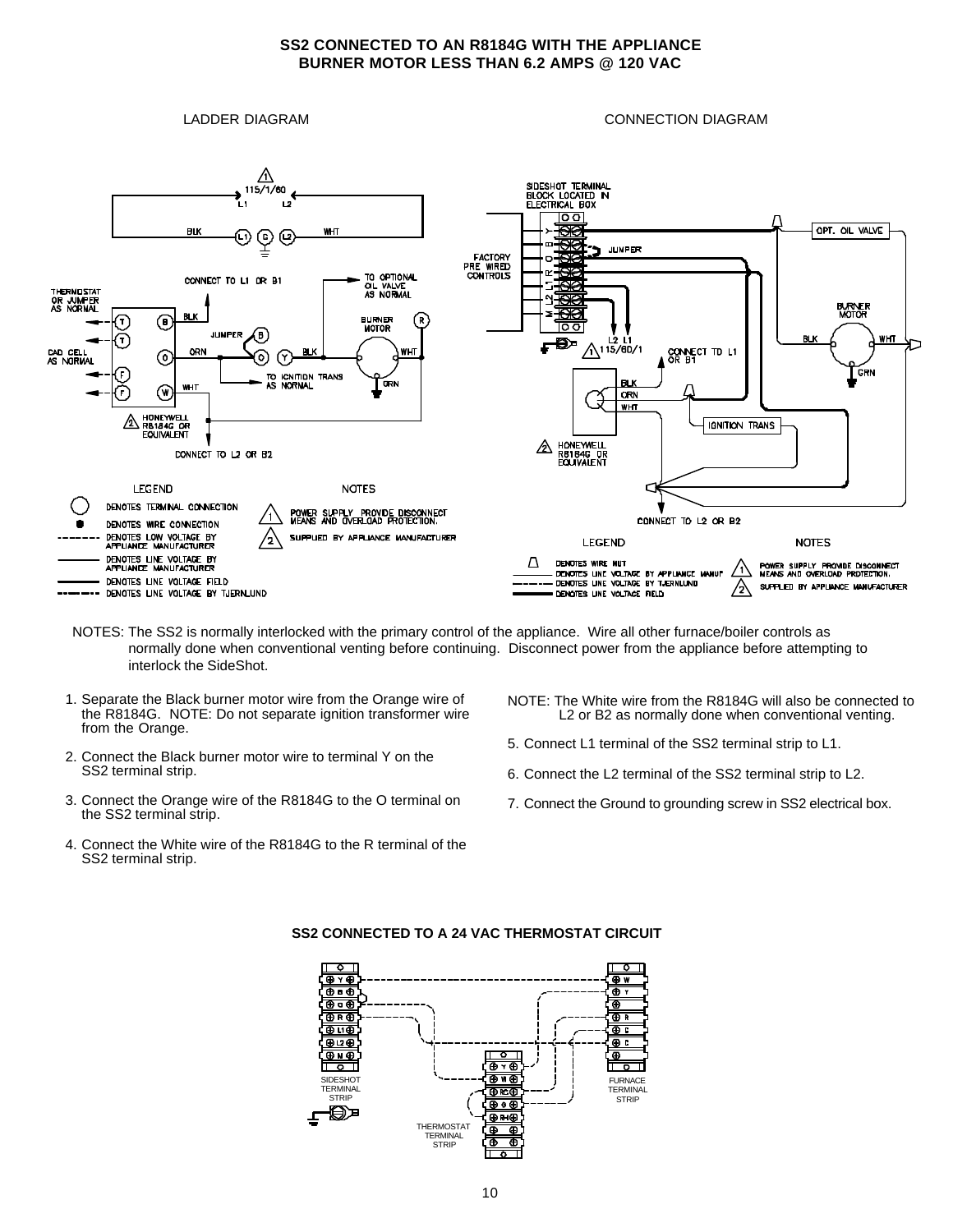## SS2 CONNECTED TO AN R8184G WITH THE APPLIANCE BURNER MOTOR LESS THAN 6.2 AMPS @ 120 VAC

LADDER DIAGRAM

CONNECTION DIAGRAM

NOTES: The SS2 is normally interlocked with the primary control of the appliance. Wire all other furnace/boiler controls as normally done when conventional venting before continuing. Disconnect power from the appliance before attempting to interlock the SideShot.

1. Separate the Black burner motor wire from the Orange wire of the R8184G. NOTE: Do not separate ignition transformer wire from the Orange.
2. Connect the Black burner motor wire to terminal Y on the SS2 terminal strip.
3. Connect the Orange wire of the R8184G to the O terminal on the SS2 terminal strip.
4. Connect the White wire of the R8184G to the R terminal of the SS2 terminal strip.

NOTE: The White wire from the R8184G will also be connected to L2 or B2 as normally done when conventional venting.

5. Connect L1 terminal of the SS2 terminal strip to L1.
6. Connect the L2 terminal of the SS2 terminal strip to L2.
7. Connect the Ground to grounding screw in SS2 electrical box.

## SS2 CONNECTED TO A 24 VAC THERMOSTAT CIRCUIT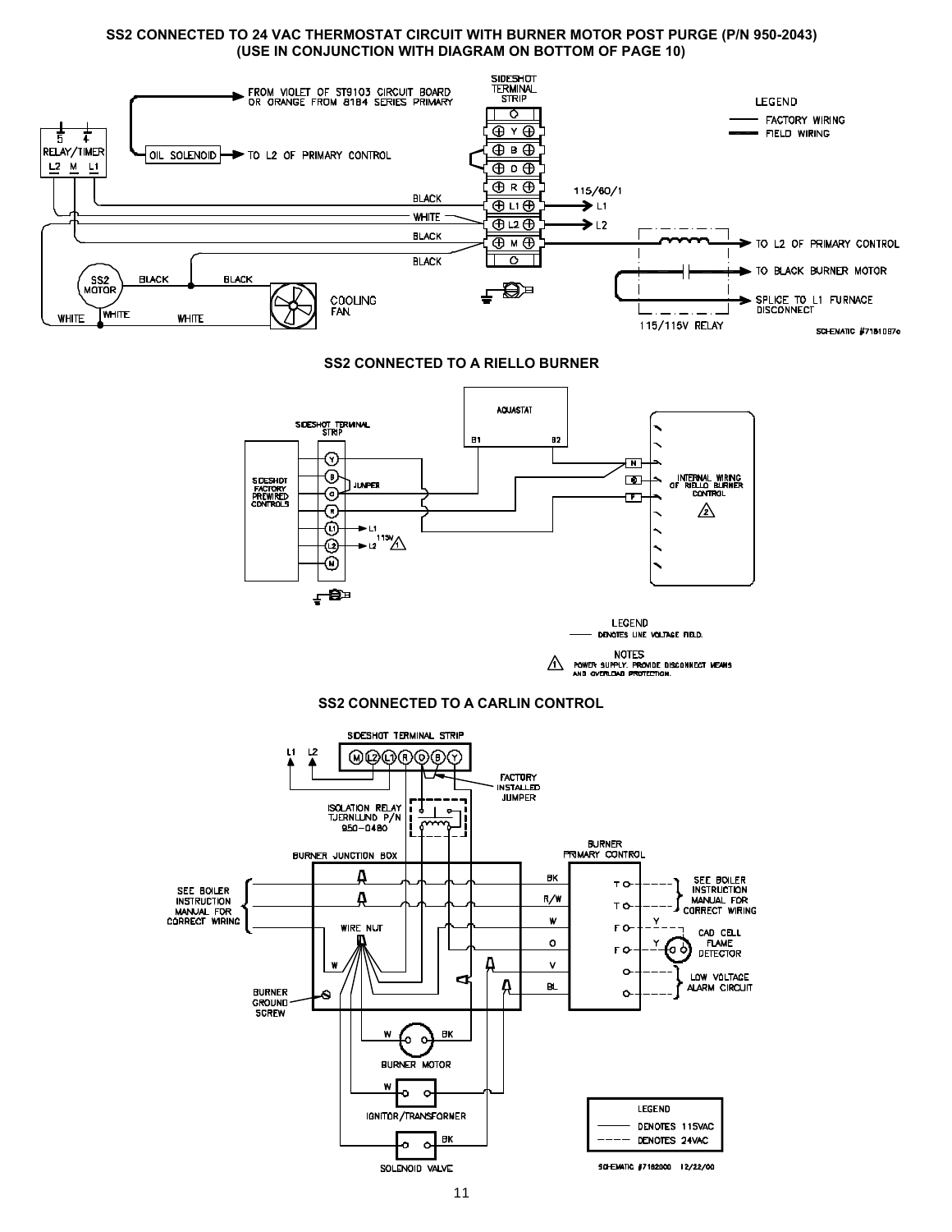## SS2 CONNECTED TO 24 VAC THERMOSTAT CIRCUIT WITH BURNER MOTOR POST PURGE (P/N 950-2043) (USE IN CONJUNCTION WITH DIAGRAM ON BOTTOM OF PAGE 10)

FROM VIOLET OF ST9103 CIRCUIT BOARD OR ORANGE FROM 8184 SERIES PRIMARY

SIDESHOT TERMINAL STRIP

LEGEND
- FACTORY WIRING
- FIELD WIRING

RELAY/TIMER: 5, 4, L2, M, L1

OIL SOLENOID → TO L2 OF PRIMARY CONTROL

Y, B, O, R, L1, L2, M

BLACK, WHITE, BLACK, BLACK

115/60/1 → L1, L2

TO L2 OF PRIMARY CONTROL

TO BLACK BURNER MOTOR

SPLICE TO L1 FURNACE DISCONNECT

115/115V RELAY

SS2 MOTOR, BLACK, BLACK, WHITE, WHITE, WHITE

COOLING FAN

SCHEMATIC #7181087c

## SS2 CONNECTED TO A RIELLO BURNER

SIDESHOT TERMINAL STRIP

SIDESHOT FACTORY PREWIRED CONTROLS

Y, B, O, R, L1, L2, M

JUMPER

L1, L2, 115V ⚠1

AQUASTAT: B1, B2

N, ⊕, F

INTERNAL WIRING OF RIELLO BURNER CONTROL ⚠2

LEGEND
- DENOTES LINE VOLTAGE FIELD.

NOTES
⚠1 POWER SUPPLY. PROVIDE DISCONNECT MEANS AND OVERLOAD PROTECTION.

## SS2 CONNECTED TO A CARLIN CONTROL

SIDESHOT TERMINAL STRIP: M, L2, L1, R, O, B, Y

L1, L2

FACTORY INSTALLED JUMPER

ISOLATION RELAY TJERNLUND P/N 950-0480

BURNER JUNCTION BOX

BURNER PRIMARY CONTROL: BK, R/W, W, O, V, BL; T, T, F, F

SEE BOILER INSTRUCTION MANUAL FOR CORRECT WIRING

SEE BOILER INSTRUCTION MANUAL FOR CORRECT WIRING

WIRE NUT

Y, Y

CAD CELL FLAME DETECTOR

LOW VOLTAGE ALARM CIRCUIT

W

BURNER GROUND SCREW

W, BK — BURNER MOTOR

W — IGNITOR/TRANSFORMER

BK — SOLENOID VALVE

LEGEND
- DENOTES 115VAC
- DENOTES 24VAC

SCHEMATIC #7182000 12/22/00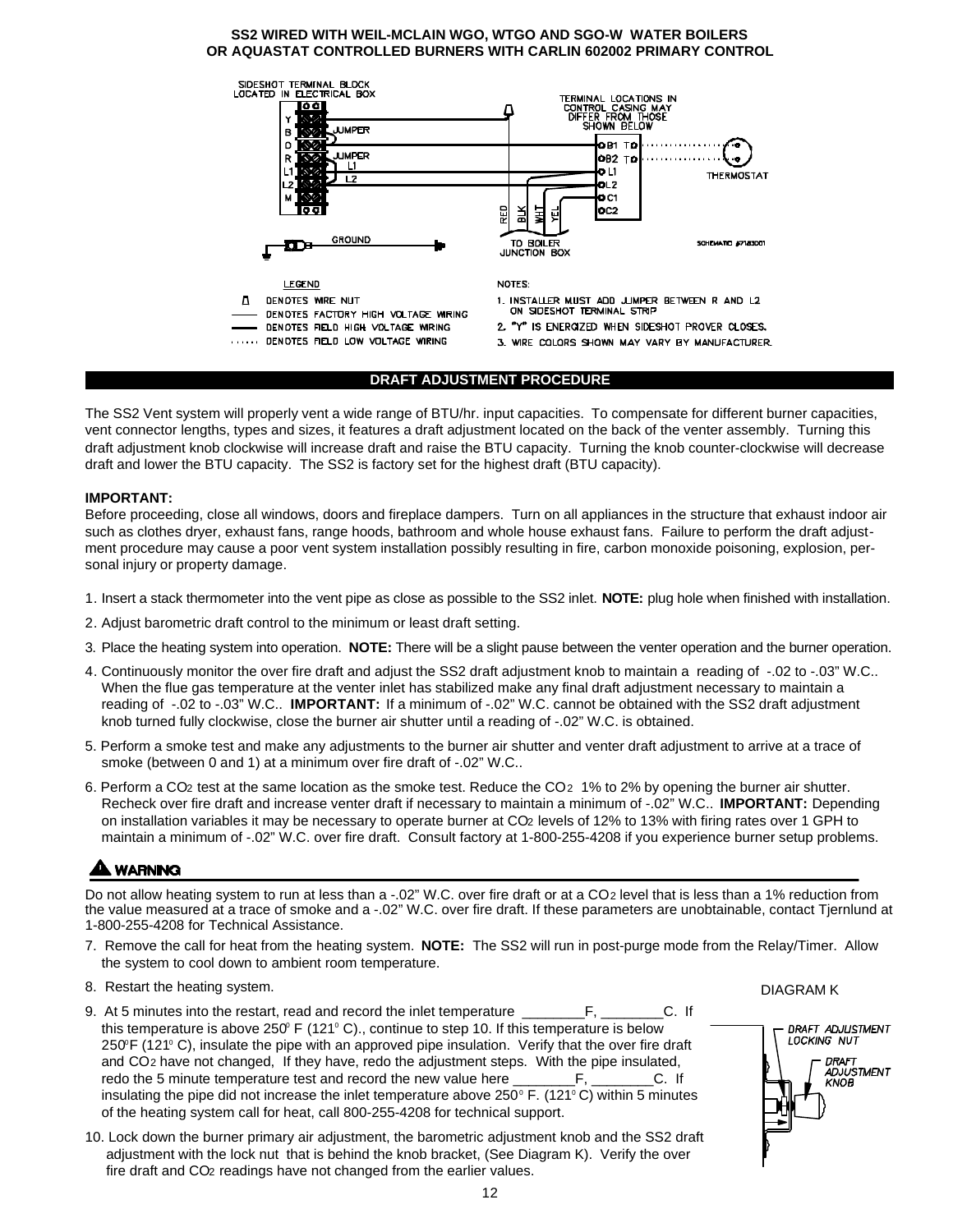**SS2 WIRED WITH WEIL-MCLAIN WGO, WTGO AND SGO-W WATER BOILERS OR AQUASTAT CONTROLLED BURNERS WITH CARLIN 602002 PRIMARY CONTROL**

SIDESHOT TERMINAL BLOCK LOCATED IN ELECTRICAL BOX

Y, B, O, R, L1, L2, M

JUMPER

JUMPER

L1

L2

TERMINAL LOCATIONS IN CONTROL CASING MAY DIFFER FROM THOSE SHOWN BELOW

B1 T, B2 T, L1, L2, C1, C2

THERMOSTAT

RED, BLK, WHT, YEL

TO BOILER JUNCTION BOX

GROUND

SCHEMATIC #7183001

LEGEND

- DENOTES WIRE NUT
- DENOTES FACTORY HIGH VOLTAGE WIRING
- DENOTES FIELD HIGH VOLTAGE WIRING
- DENOTES FIELD LOW VOLTAGE WIRING

NOTES:

1. INSTALLER MUST ADD JUMPER BETWEEN R AND L2 ON SIDESHOT TERMINAL STRIP
2. "Y" IS ENERGIZED WHEN SIDESHOT PROVER CLOSES.
3. WIRE COLORS SHOWN MAY VARY BY MANUFACTURER.

## DRAFT ADJUSTMENT PROCEDURE

The SS2 Vent system will properly vent a wide range of BTU/hr. input capacities. To compensate for different burner capacities, vent connector lengths, types and sizes, it features a draft adjustment located on the back of the venter assembly. Turning this draft adjustment knob clockwise will increase draft and raise the BTU capacity. Turning the knob counter-clockwise will decrease draft and lower the BTU capacity. The SS2 is factory set for the highest draft (BTU capacity).

**IMPORTANT:**
Before proceeding, close all windows, doors and fireplace dampers. Turn on all appliances in the structure that exhaust indoor air such as clothes dryer, exhaust fans, range hoods, bathroom and whole house exhaust fans. Failure to perform the draft adjustment procedure may cause a poor vent system installation possibly resulting in fire, carbon monoxide poisoning, explosion, personal injury or property damage.

1. Insert a stack thermometer into the vent pipe as close as possible to the SS2 inlet. **NOTE:** plug hole when finished with installation.
2. Adjust barometric draft control to the minimum or least draft setting.
3. Place the heating system into operation. **NOTE:** There will be a slight pause between the venter operation and the burner operation.
4. Continuously monitor the over fire draft and adjust the SS2 draft adjustment knob to maintain a reading of -.02 to -.03" W.C.. When the flue gas temperature at the venter inlet has stabilized make any final draft adjustment necessary to maintain a reading of -.02 to -.03" W.C.. **IMPORTANT:** If a minimum of -.02" W.C. cannot be obtained with the SS2 draft adjustment knob turned fully clockwise, close the burner air shutter until a reading of -.02" W.C. is obtained.
5. Perform a smoke test and make any adjustments to the burner air shutter and venter draft adjustment to arrive at a trace of smoke (between 0 and 1) at a minimum over fire draft of -.02" W.C..
6. Perform a $CO_2$ test at the same location as the smoke test. Reduce the $CO_2$ 1% to 2% by opening the burner air shutter. Recheck over fire draft and increase venter draft if necessary to maintain a minimum of -.02" W.C.. **IMPORTANT:** Depending on installation variables it may be necessary to operate burner at $CO_2$ levels of 12% to 13% with firing rates over 1 GPH to maintain a minimum of -.02" W.C. over fire draft. Consult factory at 1-800-255-4208 if you experience burner setup problems.

**⚠ WARNING**

Do not allow heating system to run at less than a -.02" W.C. over fire draft or at a $CO_2$ level that is less than a 1% reduction from the value measured at a trace of smoke and a -.02" W.C. over fire draft. If these parameters are unobtainable, contact Tjernlund at 1-800-255-4208 for Technical Assistance.

7. Remove the call for heat from the heating system. **NOTE:** The SS2 will run in post-purge mode from the Relay/Timer. Allow the system to cool down to ambient room temperature.
8. Restart the heating system.
9. At 5 minutes into the restart, read and record the inlet temperature ________F, ________C. If this temperature is above 250° F (121° C)., continue to step 10. If this temperature is below 250°F (121° C), insulate the pipe with an approved pipe insulation. Verify that the over fire draft and $CO_2$ have not changed, If they have, redo the adjustment steps. With the pipe insulated, redo the 5 minute temperature test and record the new value here ________F, ________C. If insulating the pipe did not increase the inlet temperature above 250° F. (121° C) within 5 minutes of the heating system call for heat, call 800-255-4208 for technical support.
10. Lock down the burner primary air adjustment, the barometric adjustment knob and the SS2 draft adjustment with the lock nut that is behind the knob bracket, (See Diagram K). Verify the over fire draft and $CO_2$ readings have not changed from the earlier values.

DIAGRAM K

DRAFT ADJUSTMENT LOCKING NUT

DRAFT ADJUSTMENT KNOB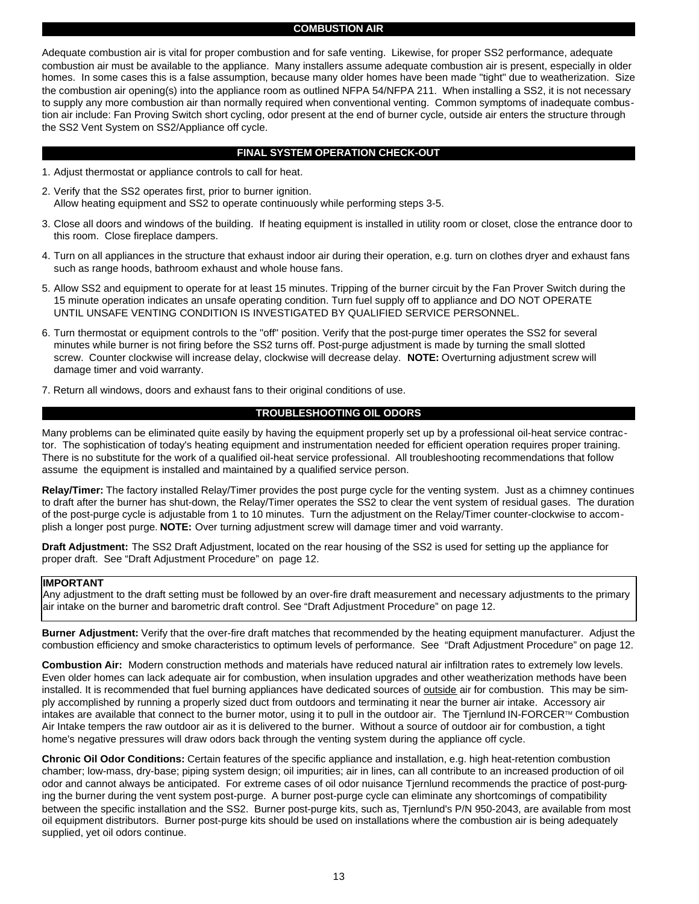## COMBUSTION AIR

Adequate combustion air is vital for proper combustion and for safe venting. Likewise, for proper SS2 performance, adequate combustion air must be available to the appliance. Many installers assume adequate combustion air is present, especially in older homes. In some cases this is a false assumption, because many older homes have been made "tight" due to weatherization. Size the combustion air opening(s) into the appliance room as outlined NFPA 54/NFPA 211. When installing a SS2, it is not necessary to supply any more combustion air than normally required when conventional venting. Common symptoms of inadequate combustion air include: Fan Proving Switch short cycling, odor present at the end of burner cycle, outside air enters the structure through the SS2 Vent System on SS2/Appliance off cycle.

## FINAL SYSTEM OPERATION CHECK-OUT

1. Adjust thermostat or appliance controls to call for heat.
2. Verify that the SS2 operates first, prior to burner ignition.
   Allow heating equipment and SS2 to operate continuously while performing steps 3-5.
3. Close all doors and windows of the building. If heating equipment is installed in utility room or closet, close the entrance door to this room. Close fireplace dampers.
4. Turn on all appliances in the structure that exhaust indoor air during their operation, e.g. turn on clothes dryer and exhaust fans such as range hoods, bathroom exhaust and whole house fans.
5. Allow SS2 and equipment to operate for at least 15 minutes. Tripping of the burner circuit by the Fan Prover Switch during the 15 minute operation indicates an unsafe operating condition. Turn fuel supply off to appliance and DO NOT OPERATE UNTIL UNSAFE VENTING CONDITION IS INVESTIGATED BY QUALIFIED SERVICE PERSONNEL.
6. Turn thermostat or equipment controls to the "off" position. Verify that the post-purge timer operates the SS2 for several minutes while burner is not firing before the SS2 turns off. Post-purge adjustment is made by turning the small slotted screw. Counter clockwise will increase delay, clockwise will decrease delay. **NOTE:** Overturning adjustment screw will damage timer and void warranty.
7. Return all windows, doors and exhaust fans to their original conditions of use.

## TROUBLESHOOTING OIL ODORS

Many problems can be eliminated quite easily by having the equipment properly set up by a professional oil-heat service contractor. The sophistication of today's heating equipment and instrumentation needed for efficient operation requires proper training. There is no substitute for the work of a qualified oil-heat service professional. All troubleshooting recommendations that follow assume the equipment is installed and maintained by a qualified service person.

**Relay/Timer:** The factory installed Relay/Timer provides the post purge cycle for the venting system. Just as a chimney continues to draft after the burner has shut-down, the Relay/Timer operates the SS2 to clear the vent system of residual gases. The duration of the post-purge cycle is adjustable from 1 to 10 minutes. Turn the adjustment on the Relay/Timer counter-clockwise to accomplish a longer post purge. **NOTE:** Over turning adjustment screw will damage timer and void warranty.

**Draft Adjustment:** The SS2 Draft Adjustment, located on the rear housing of the SS2 is used for setting up the appliance for proper draft. See “Draft Adjustment Procedure” on page 12.

**IMPORTANT**
Any adjustment to the draft setting must be followed by an over-fire draft measurement and necessary adjustments to the primary air intake on the burner and barometric draft control. See “Draft Adjustment Procedure” on page 12.

**Burner Adjustment:** Verify that the over-fire draft matches that recommended by the heating equipment manufacturer. Adjust the combustion efficiency and smoke characteristics to optimum levels of performance. See “Draft Adjustment Procedure” on page 12.

**Combustion Air:** Modern construction methods and materials have reduced natural air infiltration rates to extremely low levels. Even older homes can lack adequate air for combustion, when insulation upgrades and other weatherization methods have been installed. It is recommended that fuel burning appliances have dedicated sources of outside air for combustion. This may be simply accomplished by running a properly sized duct from outdoors and terminating it near the burner air intake. Accessory air intakes are available that connect to the burner motor, using it to pull in the outdoor air. The Tjernlund IN-FORCER™ Combustion Air Intake tempers the raw outdoor air as it is delivered to the burner. Without a source of outdoor air for combustion, a tight home's negative pressures will draw odors back through the venting system during the appliance off cycle.

**Chronic Oil Odor Conditions:** Certain features of the specific appliance and installation, e.g. high heat-retention combustion chamber; low-mass, dry-base; piping system design; oil impurities; air in lines, can all contribute to an increased production of oil odor and cannot always be anticipated. For extreme cases of oil odor nuisance Tjernlund recommends the practice of post-purging the burner during the vent system post-purge. A burner post-purge cycle can eliminate any shortcomings of compatibility between the specific installation and the SS2. Burner post-purge kits, such as, Tjernlund's P/N 950-2043, are available from most oil equipment distributors. Burner post-purge kits should be used on installations where the combustion air is being adequately supplied, yet oil odors continue.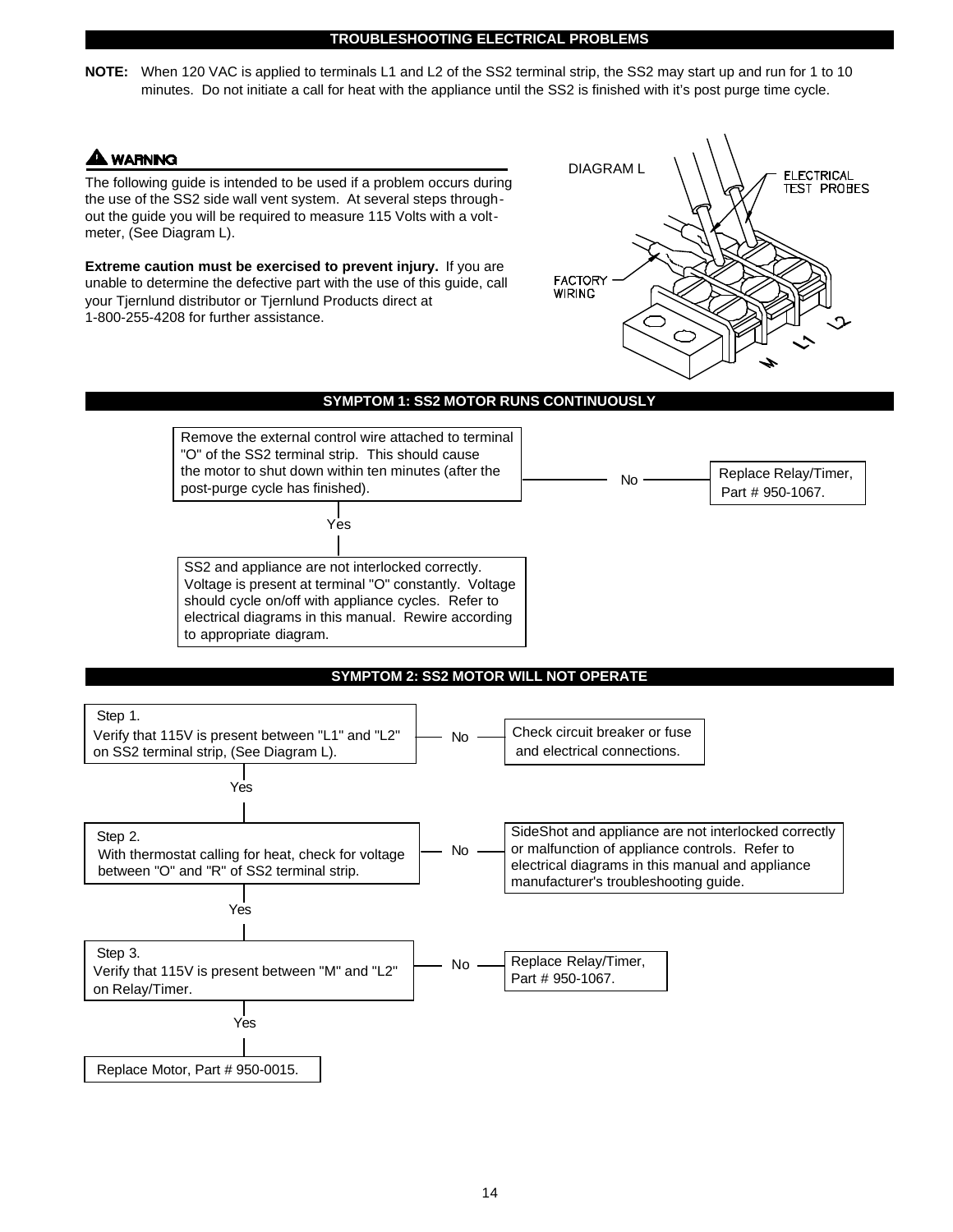## TROUBLESHOOTING ELECTRICAL PROBLEMS

**NOTE:** When 120 VAC is applied to terminals L1 and L2 of the SS2 terminal strip, the SS2 may start up and run for 1 to 10 minutes. Do not initiate a call for heat with the appliance until the SS2 is finished with it's post purge time cycle.

**⚠ WARNING**

The following guide is intended to be used if a problem occurs during the use of the SS2 side wall vent system. At several steps throughout the guide you will be required to measure 115 Volts with a voltmeter, (See Diagram L).

**Extreme caution must be exercised to prevent injury.** If you are unable to determine the defective part with the use of this guide, call your Tjernlund distributor or Tjernlund Products direct at 1-800-255-4208 for further assistance.

DIAGRAM L

ELECTRICAL TEST PROBES

FACTORY WIRING

M L1 L2

## SYMPTOM 1: SS2 MOTOR RUNS CONTINUOUSLY

Remove the external control wire attached to terminal "O" of the SS2 terminal strip. This should cause the motor to shut down within ten minutes (after the post-purge cycle has finished).

- **No** → Replace Relay/Timer, Part # 950-1067.
- **Yes** → SS2 and appliance are not interlocked correctly. Voltage is present at terminal "O" constantly. Voltage should cycle on/off with appliance cycles. Refer to electrical diagrams in this manual. Rewire according to appropriate diagram.

## SYMPTOM 2: SS2 MOTOR WILL NOT OPERATE

**Step 1.**
Verify that 115V is present between "L1" and "L2" on SS2 terminal strip, (See Diagram L).

- **No** → Check circuit breaker or fuse and electrical connections.
- **Yes** → Step 2.

**Step 2.**
With thermostat calling for heat, check for voltage between "O" and "R" of SS2 terminal strip.

- **No** → SideShot and appliance are not interlocked correctly or malfunction of appliance controls. Refer to electrical diagrams in this manual and appliance manufacturer's troubleshooting guide.
- **Yes** → Step 3.

**Step 3.**
Verify that 115V is present between "M" and "L2" on Relay/Timer.

- **No** → Replace Relay/Timer, Part # 950-1067.
- **Yes** → Replace Motor, Part # 950-0015.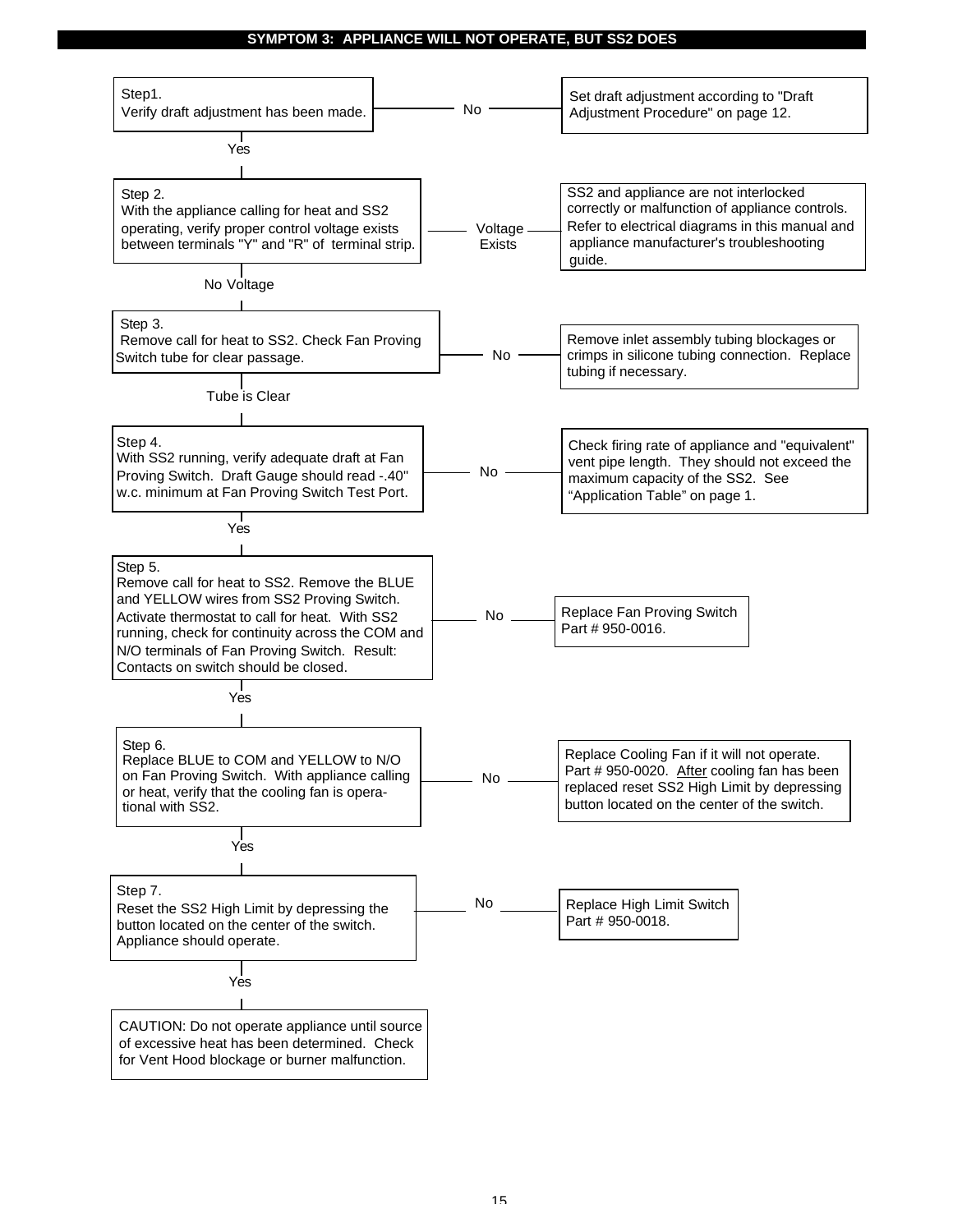## SYMPTOM 3: APPLIANCE WILL NOT OPERATE, BUT SS2 DOES

**Step1.**
Verify draft adjustment has been made.

- **No** → Set draft adjustment according to "Draft Adjustment Procedure" on page 12.
- **Yes** → Step 2.

**Step 2.**
With the appliance calling for heat and SS2 operating, verify proper control voltage exists between terminals "Y" and "R" of terminal strip.

- **Voltage Exists** → SS2 and appliance are not interlocked correctly or malfunction of appliance controls. Refer to electrical diagrams in this manual and appliance manufacturer's troubleshooting guide.
- **No Voltage** → Step 3.

**Step 3.**
Remove call for heat to SS2. Check Fan Proving Switch tube for clear passage.

- **No** → Remove inlet assembly tubing blockages or crimps in silicone tubing connection. Replace tubing if necessary.
- **Tube is Clear** → Step 4.

**Step 4.**
With SS2 running, verify adequate draft at Fan Proving Switch. Draft Gauge should read -.40" w.c. minimum at Fan Proving Switch Test Port.

- **No** → Check firing rate of appliance and "equivalent" vent pipe length. They should not exceed the maximum capacity of the SS2. See "Application Table" on page 1.
- **Yes** → Step 5.

**Step 5.**
Remove call for heat to SS2. Remove the BLUE and YELLOW wires from SS2 Proving Switch. Activate thermostat to call for heat. With SS2 running, check for continuity across the COM and N/O terminals of Fan Proving Switch. Result: Contacts on switch should be closed.

- **No** → Replace Fan Proving Switch Part # 950-0016.
- **Yes** → Step 6.

**Step 6.**
Replace BLUE to COM and YELLOW to N/O on Fan Proving Switch. With appliance calling or heat, verify that the cooling fan is operational with SS2.

- **No** → Replace Cooling Fan if it will not operate. Part # 950-0020. After cooling fan has been replaced reset SS2 High Limit by depressing button located on the center of the switch.
- **Yes** → Step 7.

**Step 7.**
Reset the SS2 High Limit by depressing the button located on the center of the switch. Appliance should operate.

- **No** → Replace High Limit Switch Part # 950-0018.
- **Yes** → CAUTION: Do not operate appliance until source of excessive heat has been determined. Check for Vent Hood blockage or burner malfunction.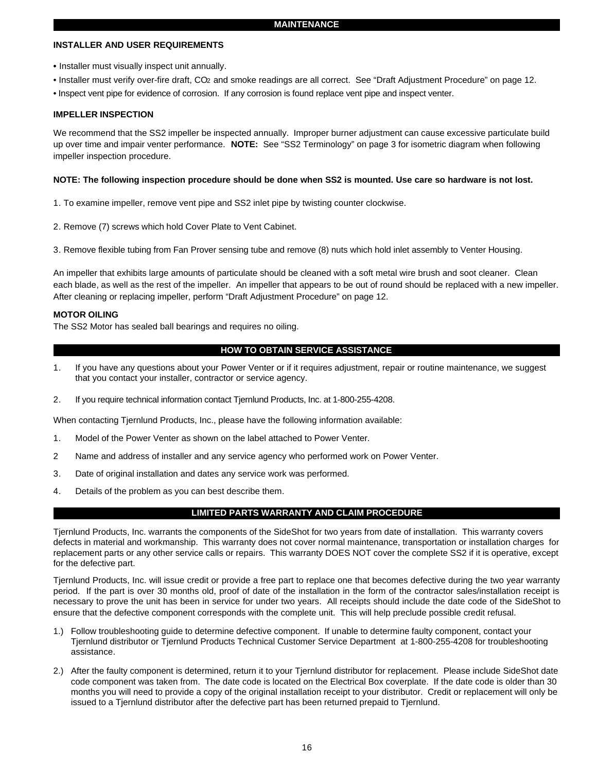## MAINTENANCE

### INSTALLER AND USER REQUIREMENTS

- Installer must visually inspect unit annually.
- Installer must verify over-fire draft, $CO_2$ and smoke readings are all correct. See "Draft Adjustment Procedure" on page 12.
- Inspect vent pipe for evidence of corrosion. If any corrosion is found replace vent pipe and inspect venter.

### IMPELLER INSPECTION

We recommend that the SS2 impeller be inspected annually. Improper burner adjustment can cause excessive particulate build up over time and impair venter performance. **NOTE:** See "SS2 Terminology" on page 3 for isometric diagram when following impeller inspection procedure.

**NOTE: The following inspection procedure should be done when SS2 is mounted. Use care so hardware is not lost.**

1. To examine impeller, remove vent pipe and SS2 inlet pipe by twisting counter clockwise.

2. Remove (7) screws which hold Cover Plate to Vent Cabinet.

3. Remove flexible tubing from Fan Prover sensing tube and remove (8) nuts which hold inlet assembly to Venter Housing.

An impeller that exhibits large amounts of particulate should be cleaned with a soft metal wire brush and soot cleaner. Clean each blade, as well as the rest of the impeller. An impeller that appears to be out of round should be replaced with a new impeller. After cleaning or replacing impeller, perform "Draft Adjustment Procedure" on page 12.

### MOTOR OILING

The SS2 Motor has sealed ball bearings and requires no oiling.

## HOW TO OBTAIN SERVICE ASSISTANCE

1. If you have any questions about your Power Venter or if it requires adjustment, repair or routine maintenance, we suggest that you contact your installer, contractor or service agency.

2. If you require technical information contact Tjernlund Products, Inc. at 1-800-255-4208.

When contacting Tjernlund Products, Inc., please have the following information available:

1. Model of the Power Venter as shown on the label attached to Power Venter.
2. Name and address of installer and any service agency who performed work on Power Venter.
3. Date of original installation and dates any service work was performed.
4. Details of the problem as you can best describe them.

## LIMITED PARTS WARRANTY AND CLAIM PROCEDURE

Tjernlund Products, Inc. warrants the components of the SideShot for two years from date of installation. This warranty covers defects in material and workmanship. This warranty does not cover normal maintenance, transportation or installation charges for replacement parts or any other service calls or repairs. This warranty DOES NOT cover the complete SS2 if it is operative, except for the defective part.

Tjernlund Products, Inc. will issue credit or provide a free part to replace one that becomes defective during the two year warranty period. If the part is over 30 months old, proof of date of the installation in the form of the contractor sales/installation receipt is necessary to prove the unit has been in service for under two years. All receipts should include the date code of the SideShot to ensure that the defective component corresponds with the complete unit. This will help preclude possible credit refusal.

1.) Follow troubleshooting guide to determine defective component. If unable to determine faulty component, contact your Tjernlund distributor or Tjernlund Products Technical Customer Service Department at 1-800-255-4208 for troubleshooting assistance.

2.) After the faulty component is determined, return it to your Tjernlund distributor for replacement. Please include SideShot date code component was taken from. The date code is located on the Electrical Box coverplate. If the date code is older than 30 months you will need to provide a copy of the original installation receipt to your distributor. Credit or replacement will only be issued to a Tjernlund distributor after the defective part has been returned prepaid to Tjernlund.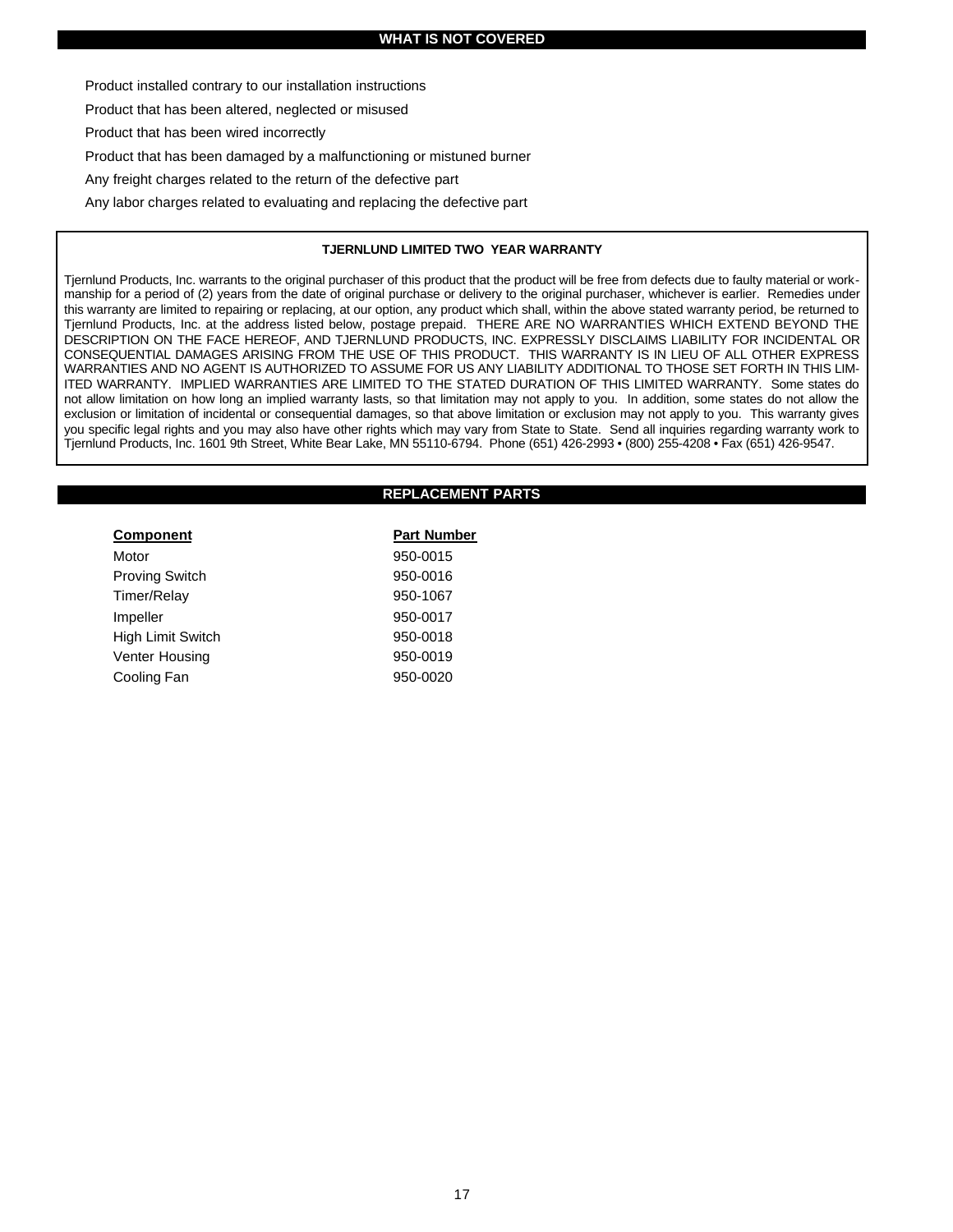## WHAT IS NOT COVERED

- Product installed contrary to our installation instructions
- Product that has been altered, neglected or misused
- Product that has been wired incorrectly
- Product that has been damaged by a malfunctioning or mistuned burner
- Any freight charges related to the return of the defective part
- Any labor charges related to evaluating and replacing the defective part

### TJERNLUND LIMITED TWO YEAR WARRANTY

Tjernlund Products, Inc. warrants to the original purchaser of this product that the product will be free from defects due to faulty material or workmanship for a period of (2) years from the date of original purchase or delivery to the original purchaser, whichever is earlier. Remedies under this warranty are limited to repairing or replacing, at our option, any product which shall, within the above stated warranty period, be returned to Tjernlund Products, Inc. at the address listed below, postage prepaid. THERE ARE NO WARRANTIES WHICH EXTEND BEYOND THE DESCRIPTION ON THE FACE HEREOF, AND TJERNLUND PRODUCTS, INC. EXPRESSLY DISCLAIMS LIABILITY FOR INCIDENTAL OR CONSEQUENTIAL DAMAGES ARISING FROM THE USE OF THIS PRODUCT. THIS WARRANTY IS IN LIEU OF ALL OTHER EXPRESS WARRANTIES AND NO AGENT IS AUTHORIZED TO ASSUME FOR US ANY LIABILITY ADDITIONAL TO THOSE SET FORTH IN THIS LIMITED WARRANTY. IMPLIED WARRANTIES ARE LIMITED TO THE STATED DURATION OF THIS LIMITED WARRANTY. Some states do not allow limitation on how long an implied warranty lasts, so that limitation may not apply to you. In addition, some states do not allow the exclusion or limitation of incidental or consequential damages, so that above limitation or exclusion may not apply to you. This warranty gives you specific legal rights and you may also have other rights which may vary from State to State. Send all inquiries regarding warranty work to Tjernlund Products, Inc. 1601 9th Street, White Bear Lake, MN 55110-6794. Phone (651) 426-2993 • (800) 255-4208 • Fax (651) 426-9547.

## REPLACEMENT PARTS

| Component | Part Number |
|---|---|
| Motor | 950-0015 |
| Proving Switch | 950-0016 |
| Timer/Relay | 950-1067 |
| Impeller | 950-0017 |
| High Limit Switch | 950-0018 |
| Venter Housing | 950-0019 |
| Cooling Fan | 950-0020 |